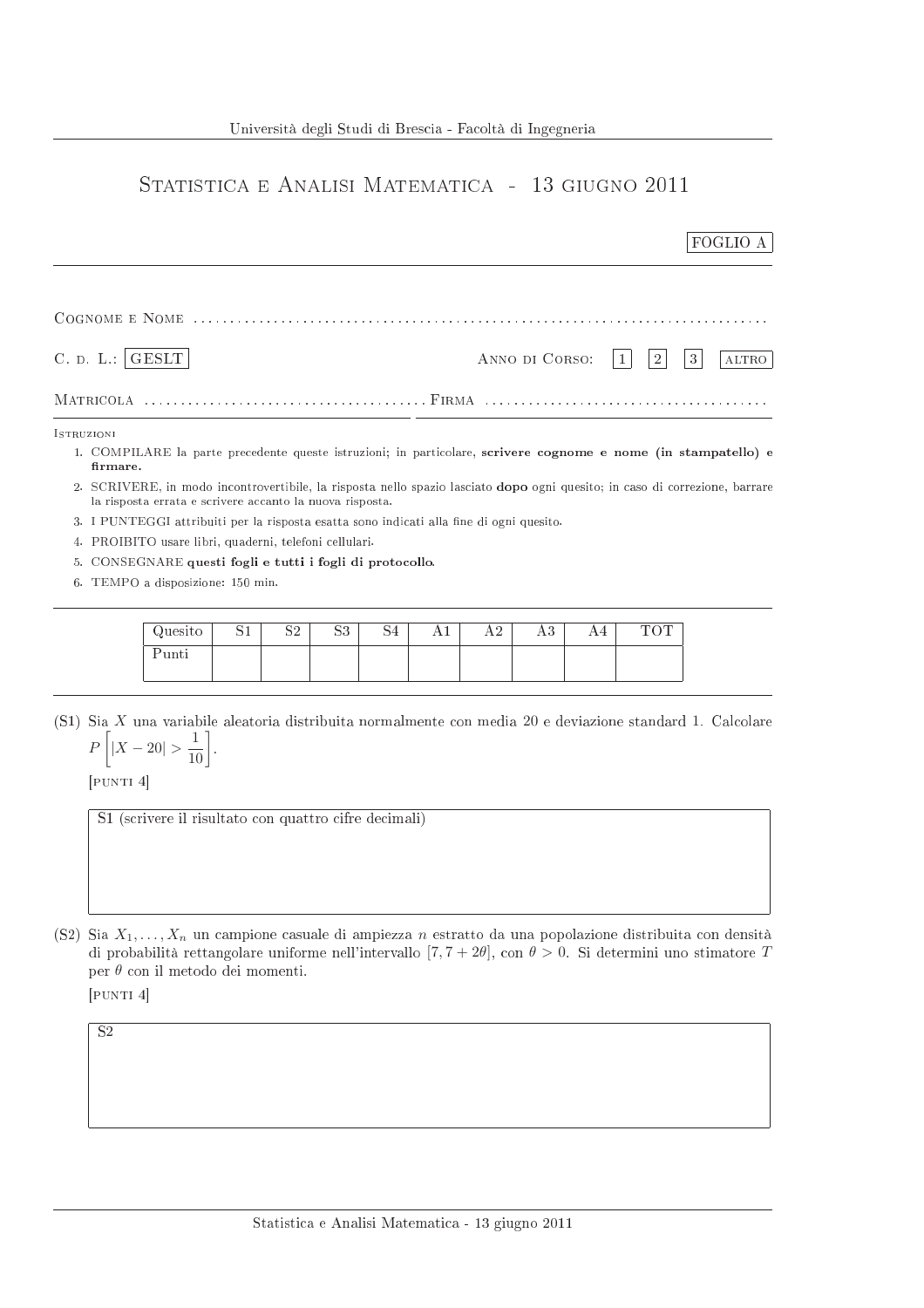Università degli Studi di Brescia - Facoltà di Ingegneria

# Statistica e Analisi Matematica - 13 giugno 2011

FOGLIO A

Cognome e Nome ..........................................................................

C. d. L.: GESLT    Anno di Corso: 1 2 3 altro

Matricola ...................................... Firma ......................................

Istruzioni

1. COMPILARE la parte precedente queste istruzioni; in particolare, **scrivere cognome e nome (in stampatello) e firmare.**
2. SCRIVERE, in modo incontrovertibile, la risposta nello spazio lasciato **dopo** ogni quesito; in caso di correzione, barrare la risposta errata e scrivere accanto la nuova risposta.
3. I PUNTEGGI attribuiti per la risposta esatta sono indicati alla fine di ogni quesito.
4. PROIBITO usare libri, quaderni, telefoni cellulari.
5. CONSEGNARE **questi fogli e tutti i fogli di protocollo.**
6. TEMPO a disposizione: 150 min.

| Quesito | S1 | S2 | S3 | S4 | A1 | A2 | A3 | A4 | TOT |
|---|---|---|---|---|---|---|---|---|---|
| Punti | | | | | | | | | |

(S1) Sia $X$ una variabile aleatoria distribuita normalmente con media 20 e deviazione standard 1. Calcolare $P\left[|X-20| > \frac{1}{10}\right]$.

[punti 4]

S1 (scrivere il risultato con quattro cifre decimali)

(S2) Sia $X_1, \ldots, X_n$ un campione casuale di ampiezza $n$ estratto da una popolazione distribuita con densità di probabilità rettangolare uniforme nell'intervallo $[7, 7+2\theta]$, con $\theta > 0$. Si determini uno stimatore $T$ per $\theta$ con il metodo dei momenti.

[punti 4]

S2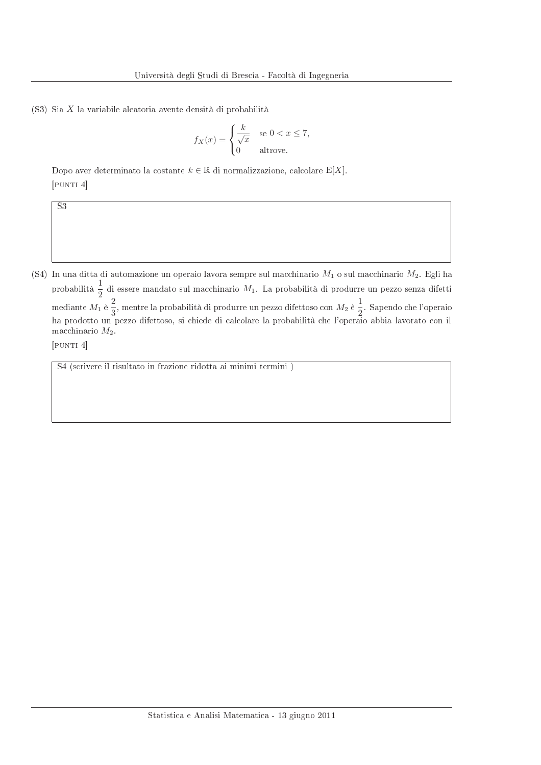(S3) Sia $X$ la variabile aleatoria avente densità di probabilità

$$f_X(x) = \begin{cases} \dfrac{k}{\sqrt{x}} & \text{se } 0 < x \leq 7, \\ 0 & \text{altrove.} \end{cases}$$

Dopo aver determinato la costante $k \in \mathbb{R}$ di normalizzazione, calcolare $\mathrm{E}[X]$.

[PUNTI 4]

| S3 |
|---|
| |

(S4) In una ditta di automazione un operaio lavora sempre sul macchinario $M_1$ o sul macchinario $M_2$. Egli ha probabilità $\dfrac{1}{2}$ di essere mandato sul macchinario $M_1$. La probabilità di produrre un pezzo senza difetti mediante $M_1$ è $\dfrac{2}{3}$, mentre la probabilità di produrre un pezzo difettoso con $M_2$ è $\dfrac{1}{2}$. Sapendo che l'operaio ha prodotto un pezzo difettoso, si chiede di calcolare la probabilità che l'operaio abbia lavorato con il macchinario $M_2$.

[PUNTI 4]

| S4 (scrivere il risultato in frazione ridotta ai minimi termini ) |
|---|
| |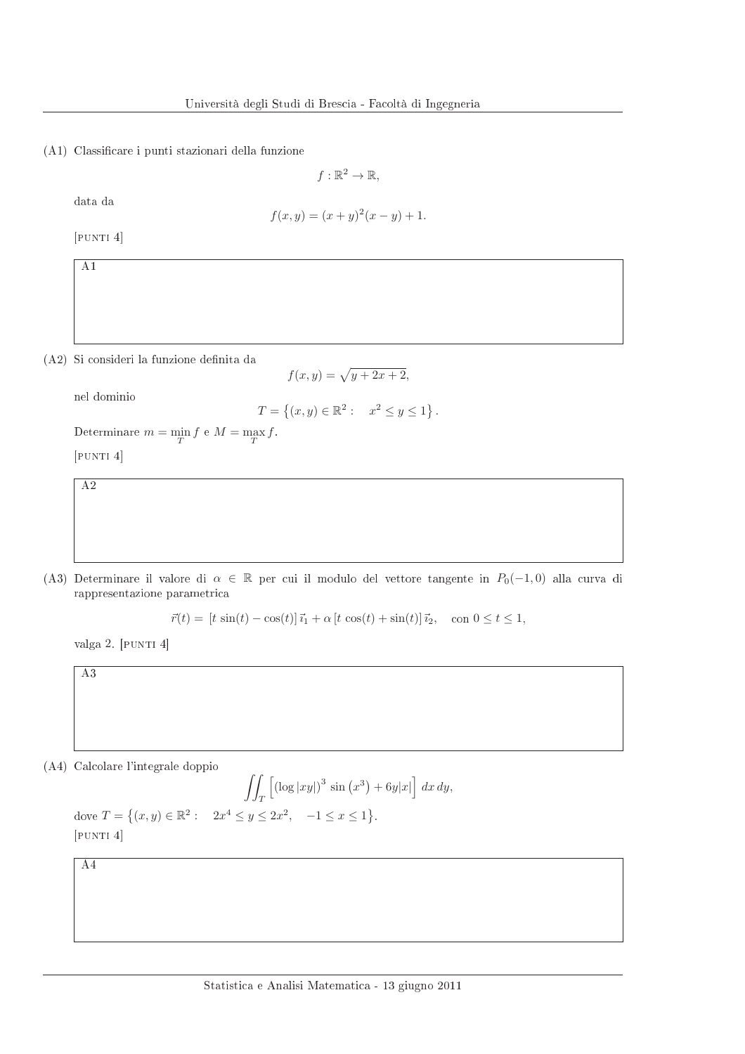(A1) Classificare i punti stazionari della funzione

$$f : \mathbb{R}^2 \to \mathbb{R},$$

data da

$$f(x, y) = (x + y)^2(x - y) + 1.$$

[PUNTI 4]

A1

(A2) Si consideri la funzione definita da

$$f(x, y) = \sqrt{y + 2x + 2},$$

nel dominio

$$T = \left\{(x, y) \in \mathbb{R}^2 : \quad x^2 \leq y \leq 1\right\}.$$

Determinare $m = \min_T f$ e $M = \max_T f$.

[PUNTI 4]

A2

(A3) Determinare il valore di $\alpha \in \mathbb{R}$ per cui il modulo del vettore tangente in $P_0(-1, 0)$ alla curva di rappresentazione parametrica

$$\vec{r}(t) = [t \sin(t) - \cos(t)]\, \vec{\imath}_1 + \alpha\, [t \cos(t) + \sin(t)]\, \vec{\imath}_2, \quad \text{con } 0 \leq t \leq 1,$$

valga 2. [PUNTI 4]

A3

(A4) Calcolare l'integrale doppio

$$\iint_T \left[ (\log |xy|)^3 \sin\left(x^3\right) + 6y|x| \right] \, dx \, dy,$$

dove $T = \left\{(x, y) \in \mathbb{R}^2 : \quad 2x^4 \leq y \leq 2x^2, \quad -1 \leq x \leq 1\right\}$.

[PUNTI 4]

A4